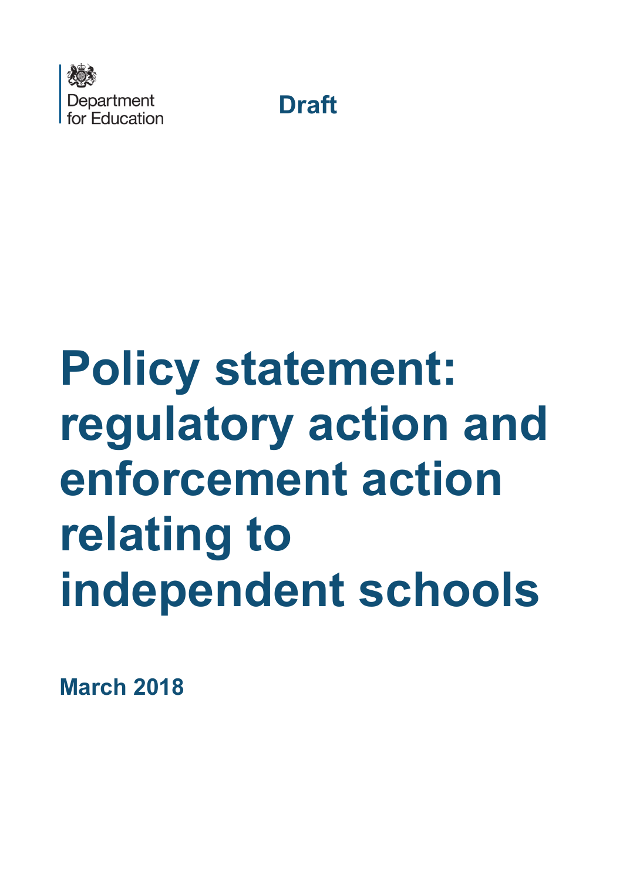Department for Education

**Draft**

# Policy statement: regulatory action and enforcement action relating to independent schools

**March 2018**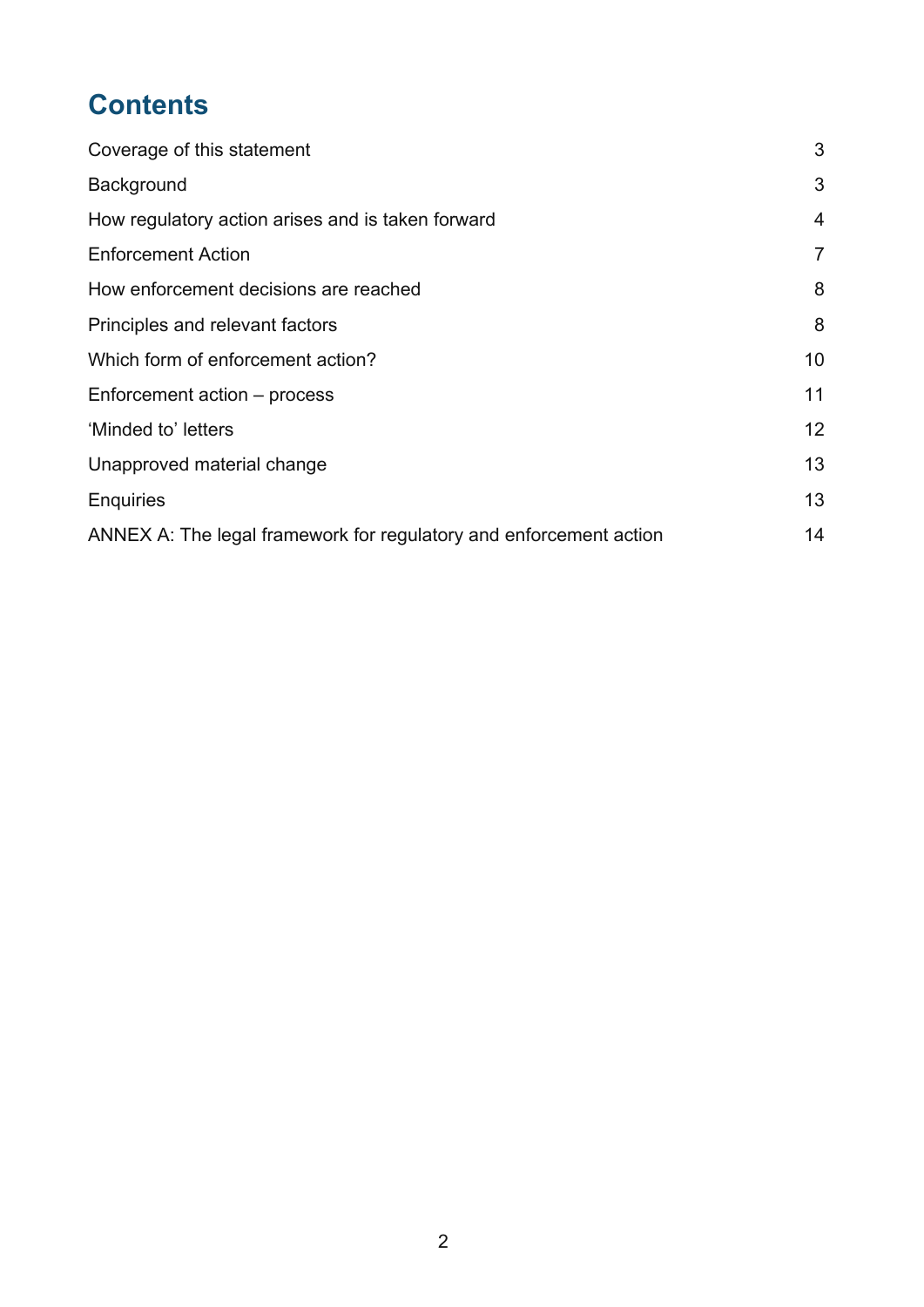# Contents

| | |
|---|---|
| Coverage of this statement | 3 |
| Background | 3 |
| How regulatory action arises and is taken forward | 4 |
| Enforcement Action | 7 |
| How enforcement decisions are reached | 8 |
| Principles and relevant factors | 8 |
| Which form of enforcement action? | 10 |
| Enforcement action – process | 11 |
| 'Minded to' letters | 12 |
| Unapproved material change | 13 |
| Enquiries | 13 |
| ANNEX A: The legal framework for regulatory and enforcement action | 14 |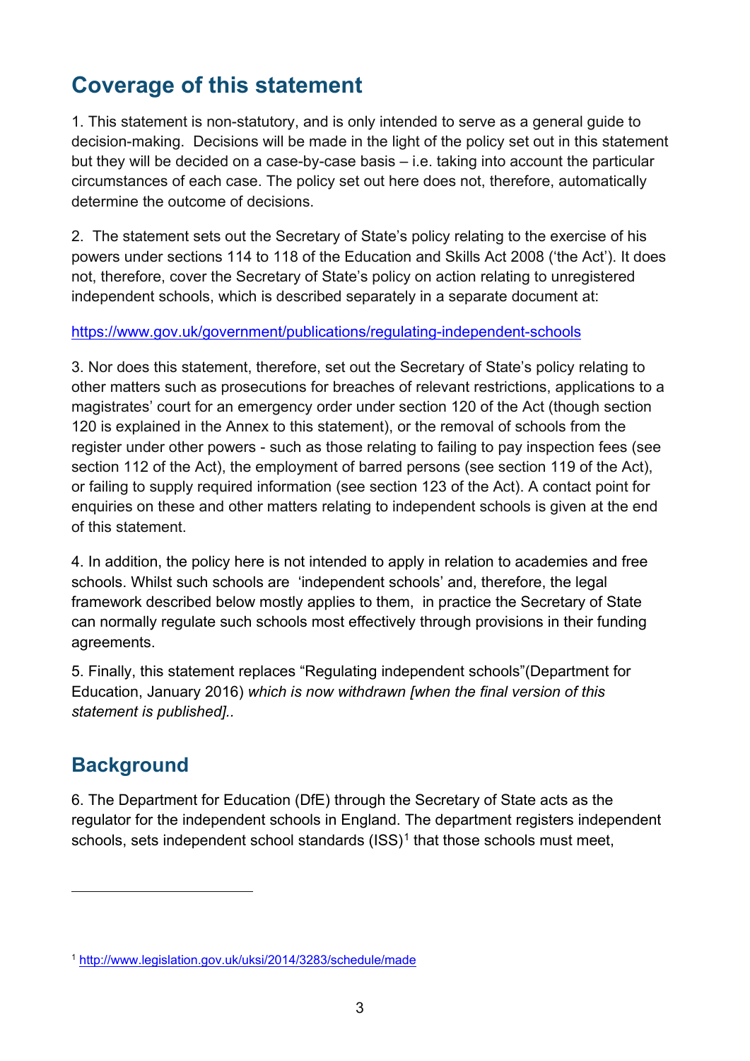## Coverage of this statement

1. This statement is non-statutory, and is only intended to serve as a general guide to decision-making. Decisions will be made in the light of the policy set out in this statement but they will be decided on a case-by-case basis – i.e. taking into account the particular circumstances of each case. The policy set out here does not, therefore, automatically determine the outcome of decisions.

2. The statement sets out the Secretary of State's policy relating to the exercise of his powers under sections 114 to 118 of the Education and Skills Act 2008 ('the Act'). It does not, therefore, cover the Secretary of State's policy on action relating to unregistered independent schools, which is described separately in a separate document at:

https://www.gov.uk/government/publications/regulating-independent-schools

3. Nor does this statement, therefore, set out the Secretary of State's policy relating to other matters such as prosecutions for breaches of relevant restrictions, applications to a magistrates' court for an emergency order under section 120 of the Act (though section 120 is explained in the Annex to this statement), or the removal of schools from the register under other powers - such as those relating to failing to pay inspection fees (see section 112 of the Act), the employment of barred persons (see section 119 of the Act), or failing to supply required information (see section 123 of the Act). A contact point for enquiries on these and other matters relating to independent schools is given at the end of this statement.

4. In addition, the policy here is not intended to apply in relation to academies and free schools. Whilst such schools are 'independent schools' and, therefore, the legal framework described below mostly applies to them, in practice the Secretary of State can normally regulate such schools most effectively through provisions in their funding agreements.

5. Finally, this statement replaces "Regulating independent schools"(Department for Education, January 2016) *which is now withdrawn [when the final version of this statement is published].*.

## Background

6. The Department for Education (DfE) through the Secretary of State acts as the regulator for the independent schools in England. The department registers independent schools, sets independent school standards (ISS)[1] that those schools must meet,

[1] http://www.legislation.gov.uk/uksi/2014/3283/schedule/made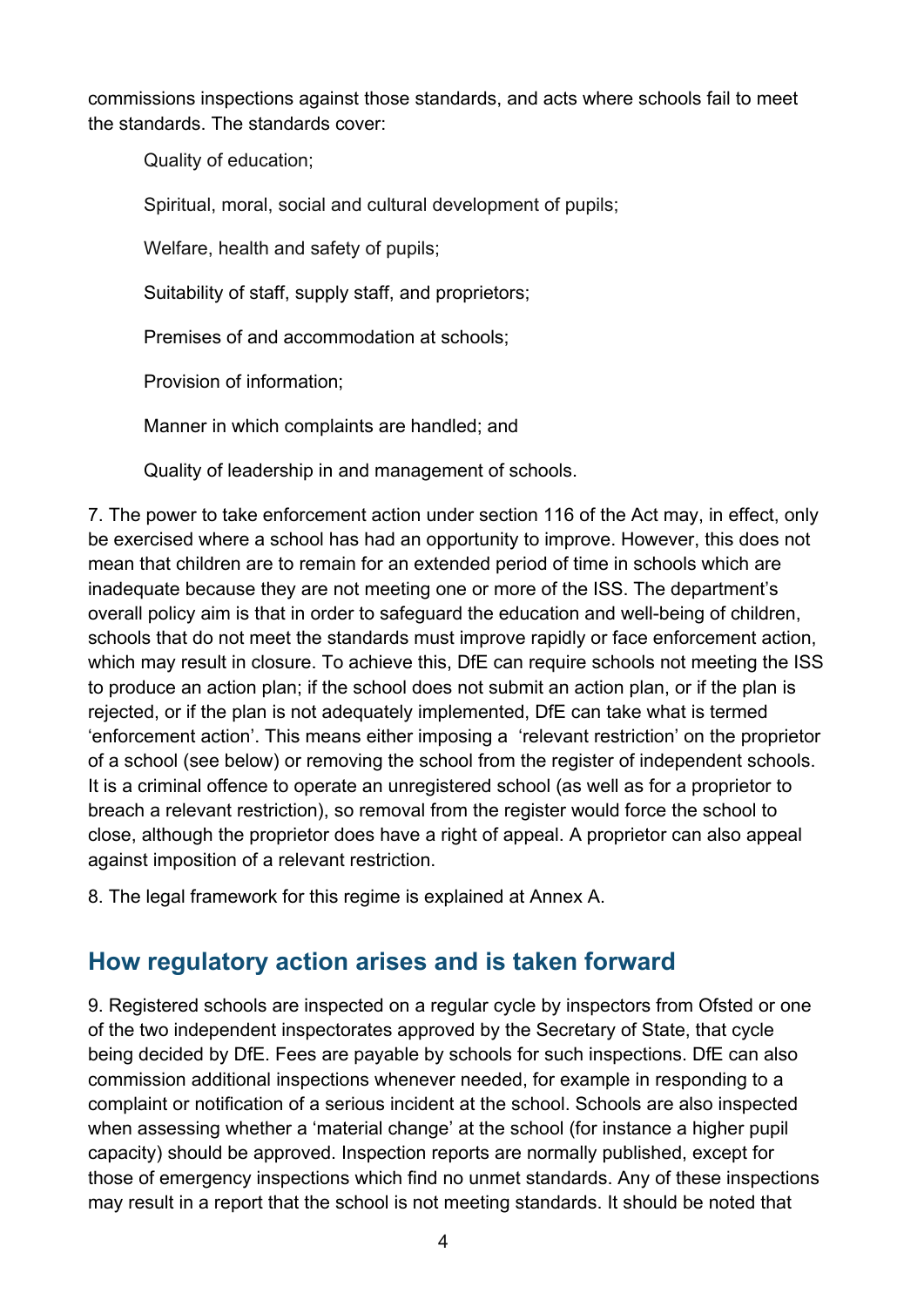commissions inspections against those standards, and acts where schools fail to meet the standards. The standards cover:

Quality of education;

Spiritual, moral, social and cultural development of pupils;

Welfare, health and safety of pupils;

Suitability of staff, supply staff, and proprietors;

Premises of and accommodation at schools;

Provision of information;

Manner in which complaints are handled; and

Quality of leadership in and management of schools.

7. The power to take enforcement action under section 116 of the Act may, in effect, only be exercised where a school has had an opportunity to improve. However, this does not mean that children are to remain for an extended period of time in schools which are inadequate because they are not meeting one or more of the ISS. The department's overall policy aim is that in order to safeguard the education and well-being of children, schools that do not meet the standards must improve rapidly or face enforcement action, which may result in closure. To achieve this, DfE can require schools not meeting the ISS to produce an action plan; if the school does not submit an action plan, or if the plan is rejected, or if the plan is not adequately implemented, DfE can take what is termed 'enforcement action'. This means either imposing a 'relevant restriction' on the proprietor of a school (see below) or removing the school from the register of independent schools. It is a criminal offence to operate an unregistered school (as well as for a proprietor to breach a relevant restriction), so removal from the register would force the school to close, although the proprietor does have a right of appeal. A proprietor can also appeal against imposition of a relevant restriction.

8. The legal framework for this regime is explained at Annex A.

## How regulatory action arises and is taken forward

9. Registered schools are inspected on a regular cycle by inspectors from Ofsted or one of the two independent inspectorates approved by the Secretary of State, that cycle being decided by DfE. Fees are payable by schools for such inspections. DfE can also commission additional inspections whenever needed, for example in responding to a complaint or notification of a serious incident at the school. Schools are also inspected when assessing whether a 'material change' at the school (for instance a higher pupil capacity) should be approved. Inspection reports are normally published, except for those of emergency inspections which find no unmet standards. Any of these inspections may result in a report that the school is not meeting standards. It should be noted that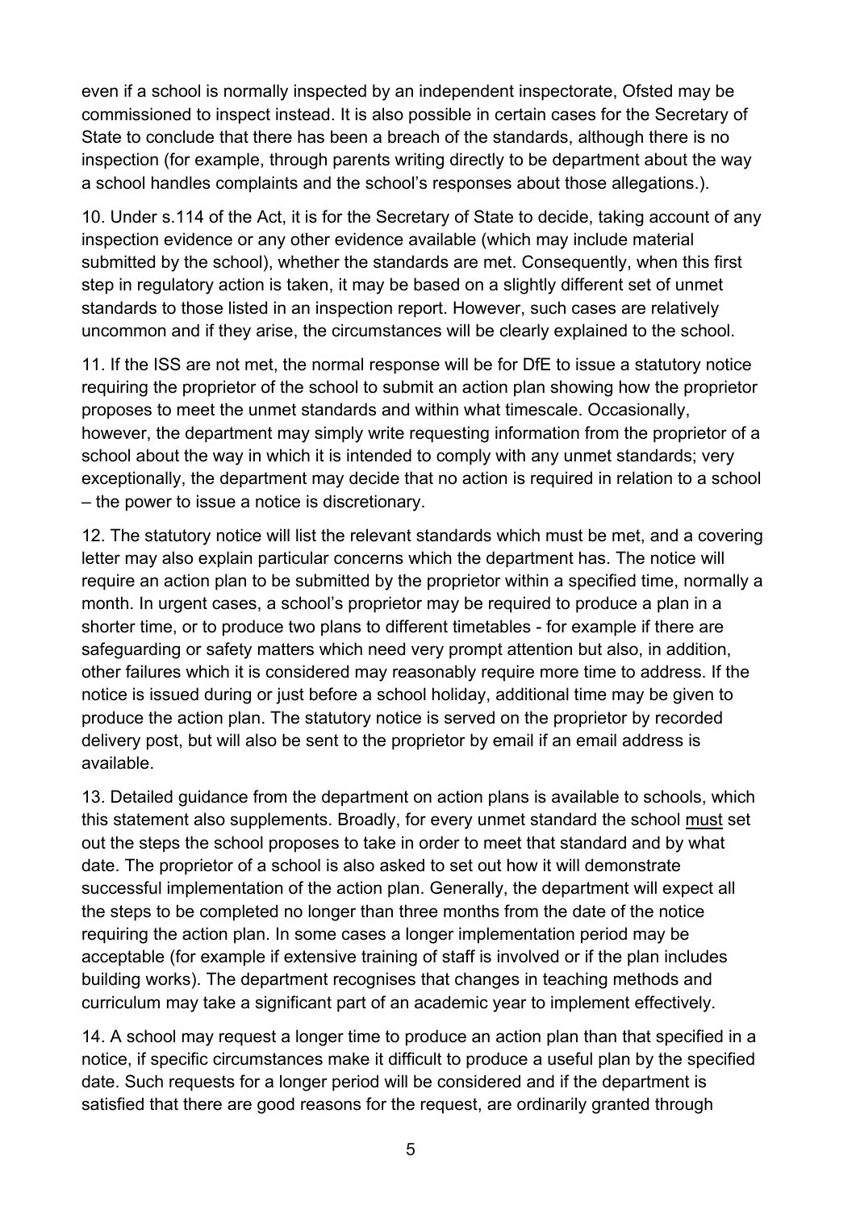even if a school is normally inspected by an independent inspectorate, Ofsted may be commissioned to inspect instead. It is also possible in certain cases for the Secretary of State to conclude that there has been a breach of the standards, although there is no inspection (for example, through parents writing directly to be department about the way a school handles complaints and the school's responses about those allegations.).

10. Under s.114 of the Act, it is for the Secretary of State to decide, taking account of any inspection evidence or any other evidence available (which may include material submitted by the school), whether the standards are met. Consequently, when this first step in regulatory action is taken, it may be based on a slightly different set of unmet standards to those listed in an inspection report. However, such cases are relatively uncommon and if they arise, the circumstances will be clearly explained to the school.

11. If the ISS are not met, the normal response will be for DfE to issue a statutory notice requiring the proprietor of the school to submit an action plan showing how the proprietor proposes to meet the unmet standards and within what timescale. Occasionally, however, the department may simply write requesting information from the proprietor of a school about the way in which it is intended to comply with any unmet standards; very exceptionally, the department may decide that no action is required in relation to a school – the power to issue a notice is discretionary.

12. The statutory notice will list the relevant standards which must be met, and a covering letter may also explain particular concerns which the department has. The notice will require an action plan to be submitted by the proprietor within a specified time, normally a month. In urgent cases, a school's proprietor may be required to produce a plan in a shorter time, or to produce two plans to different timetables - for example if there are safeguarding or safety matters which need very prompt attention but also, in addition, other failures which it is considered may reasonably require more time to address. If the notice is issued during or just before a school holiday, additional time may be given to produce the action plan. The statutory notice is served on the proprietor by recorded delivery post, but will also be sent to the proprietor by email if an email address is available.

13. Detailed guidance from the department on action plans is available to schools, which this statement also supplements. Broadly, for every unmet standard the school must set out the steps the school proposes to take in order to meet that standard and by what date. The proprietor of a school is also asked to set out how it will demonstrate successful implementation of the action plan. Generally, the department will expect all the steps to be completed no longer than three months from the date of the notice requiring the action plan. In some cases a longer implementation period may be acceptable (for example if extensive training of staff is involved or if the plan includes building works). The department recognises that changes in teaching methods and curriculum may take a significant part of an academic year to implement effectively.

14. A school may request a longer time to produce an action plan than that specified in a notice, if specific circumstances make it difficult to produce a useful plan by the specified date. Such requests for a longer period will be considered and if the department is satisfied that there are good reasons for the request, are ordinarily granted through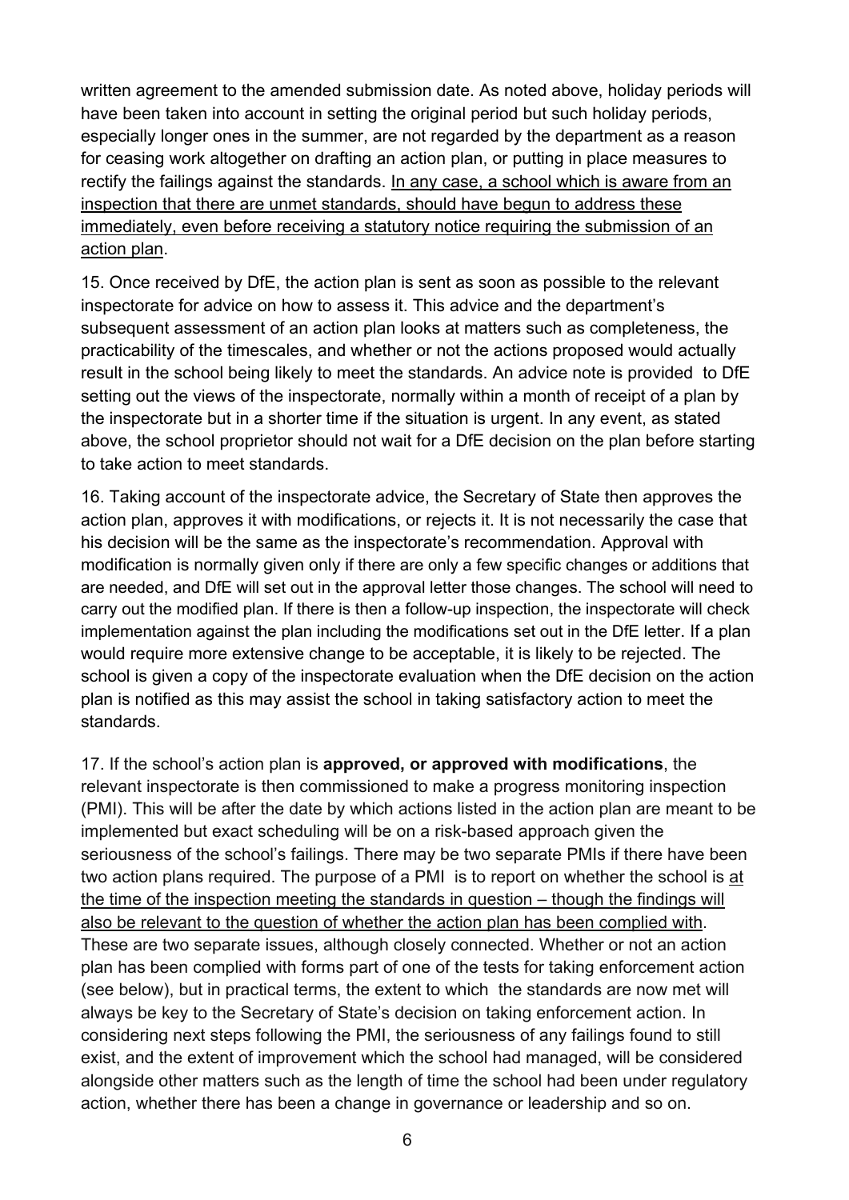written agreement to the amended submission date. As noted above, holiday periods will have been taken into account in setting the original period but such holiday periods, especially longer ones in the summer, are not regarded by the department as a reason for ceasing work altogether on drafting an action plan, or putting in place measures to rectify the failings against the standards. <u>In any case, a school which is aware from an inspection that there are unmet standards, should have begun to address these immediately, even before receiving a statutory notice requiring the submission of an action plan</u>.

15. Once received by DfE, the action plan is sent as soon as possible to the relevant inspectorate for advice on how to assess it. This advice and the department's subsequent assessment of an action plan looks at matters such as completeness, the practicability of the timescales, and whether or not the actions proposed would actually result in the school being likely to meet the standards. An advice note is provided to DfE setting out the views of the inspectorate, normally within a month of receipt of a plan by the inspectorate but in a shorter time if the situation is urgent. In any event, as stated above, the school proprietor should not wait for a DfE decision on the plan before starting to take action to meet standards.

16. Taking account of the inspectorate advice, the Secretary of State then approves the action plan, approves it with modifications, or rejects it. It is not necessarily the case that his decision will be the same as the inspectorate's recommendation. Approval with modification is normally given only if there are only a few specific changes or additions that are needed, and DfE will set out in the approval letter those changes. The school will need to carry out the modified plan. If there is then a follow-up inspection, the inspectorate will check implementation against the plan including the modifications set out in the DfE letter. If a plan would require more extensive change to be acceptable, it is likely to be rejected. The school is given a copy of the inspectorate evaluation when the DfE decision on the action plan is notified as this may assist the school in taking satisfactory action to meet the standards.

17. If the school's action plan is **approved, or approved with modifications**, the relevant inspectorate is then commissioned to make a progress monitoring inspection (PMI). This will be after the date by which actions listed in the action plan are meant to be implemented but exact scheduling will be on a risk-based approach given the seriousness of the school's failings. There may be two separate PMIs if there have been two action plans required. The purpose of a PMI is to report on whether the school is <u>at the time of the inspection meeting the standards in question – though the findings will also be relevant to the question of whether the action plan has been complied with</u>. These are two separate issues, although closely connected. Whether or not an action plan has been complied with forms part of one of the tests for taking enforcement action (see below), but in practical terms, the extent to which the standards are now met will always be key to the Secretary of State's decision on taking enforcement action. In considering next steps following the PMI, the seriousness of any failings found to still exist, and the extent of improvement which the school had managed, will be considered alongside other matters such as the length of time the school had been under regulatory action, whether there has been a change in governance or leadership and so on.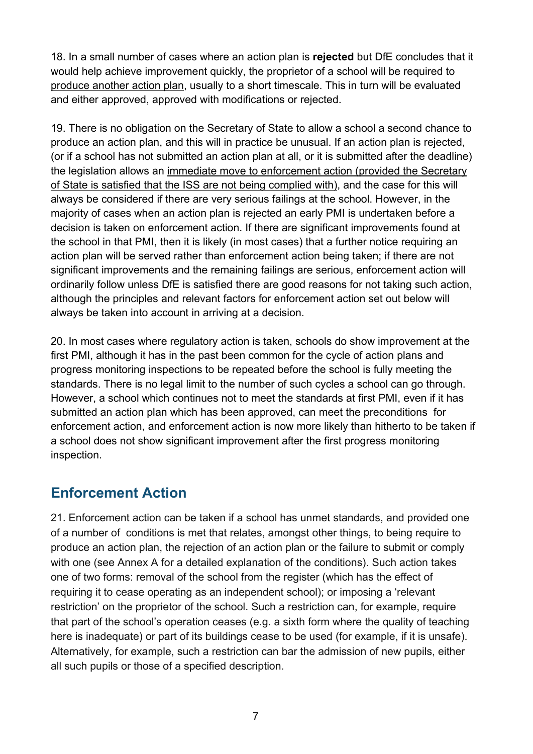18. In a small number of cases where an action plan is **rejected** but DfE concludes that it would help achieve improvement quickly, the proprietor of a school will be required to produce another action plan, usually to a short timescale. This in turn will be evaluated and either approved, approved with modifications or rejected.

19. There is no obligation on the Secretary of State to allow a school a second chance to produce an action plan, and this will in practice be unusual. If an action plan is rejected, (or if a school has not submitted an action plan at all, or it is submitted after the deadline) the legislation allows an immediate move to enforcement action (provided the Secretary of State is satisfied that the ISS are not being complied with), and the case for this will always be considered if there are very serious failings at the school. However, in the majority of cases when an action plan is rejected an early PMI is undertaken before a decision is taken on enforcement action. If there are significant improvements found at the school in that PMI, then it is likely (in most cases) that a further notice requiring an action plan will be served rather than enforcement action being taken; if there are not significant improvements and the remaining failings are serious, enforcement action will ordinarily follow unless DfE is satisfied there are good reasons for not taking such action, although the principles and relevant factors for enforcement action set out below will always be taken into account in arriving at a decision.

20. In most cases where regulatory action is taken, schools do show improvement at the first PMI, although it has in the past been common for the cycle of action plans and progress monitoring inspections to be repeated before the school is fully meeting the standards. There is no legal limit to the number of such cycles a school can go through. However, a school which continues not to meet the standards at first PMI, even if it has submitted an action plan which has been approved, can meet the preconditions for enforcement action, and enforcement action is now more likely than hitherto to be taken if a school does not show significant improvement after the first progress monitoring inspection.

## Enforcement Action

21. Enforcement action can be taken if a school has unmet standards, and provided one of a number of conditions is met that relates, amongst other things, to being require to produce an action plan, the rejection of an action plan or the failure to submit or comply with one (see Annex A for a detailed explanation of the conditions). Such action takes one of two forms: removal of the school from the register (which has the effect of requiring it to cease operating as an independent school); or imposing a 'relevant restriction' on the proprietor of the school. Such a restriction can, for example, require that part of the school's operation ceases (e.g. a sixth form where the quality of teaching here is inadequate) or part of its buildings cease to be used (for example, if it is unsafe). Alternatively, for example, such a restriction can bar the admission of new pupils, either all such pupils or those of a specified description.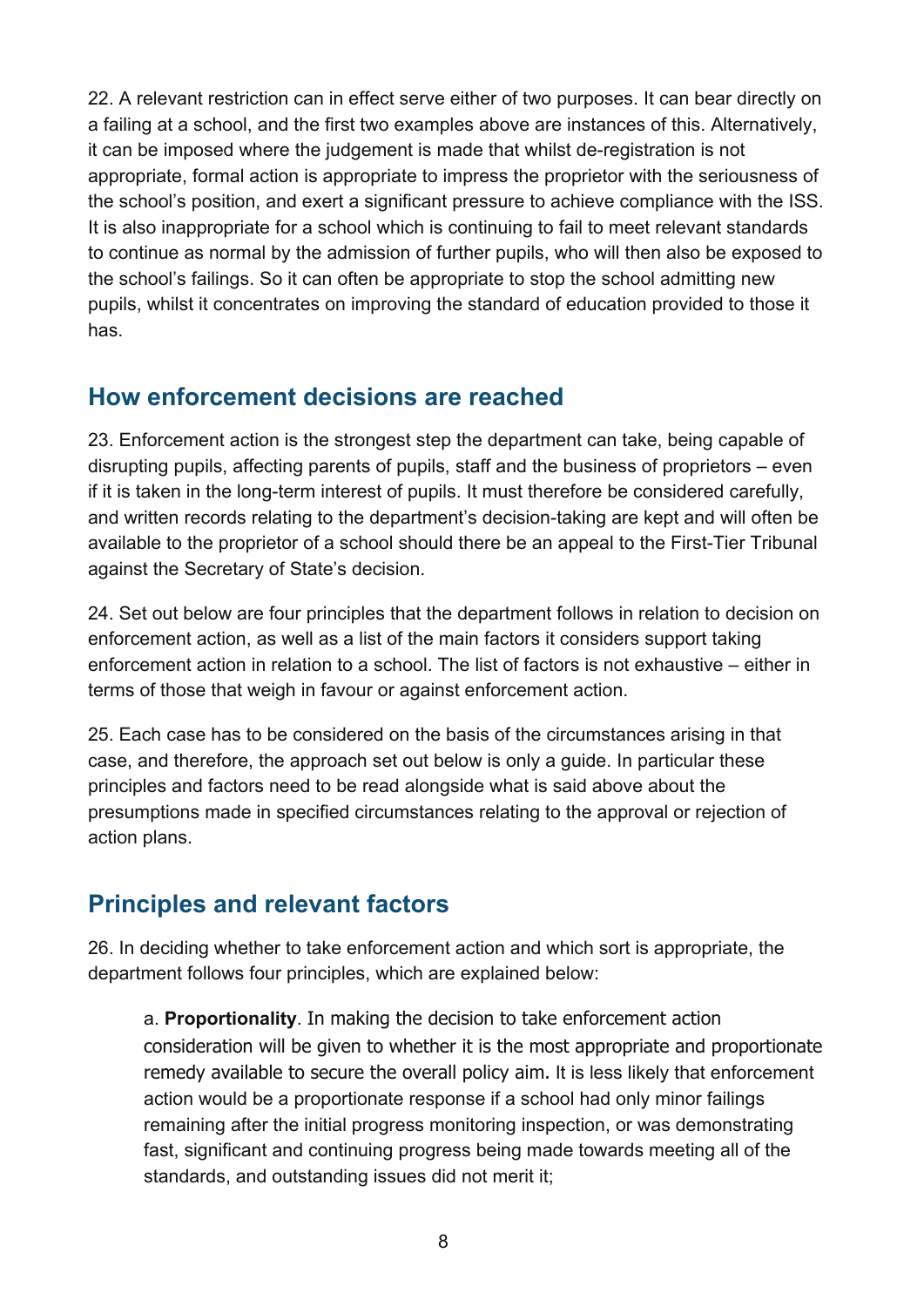22. A relevant restriction can in effect serve either of two purposes. It can bear directly on a failing at a school, and the first two examples above are instances of this. Alternatively, it can be imposed where the judgement is made that whilst de-registration is not appropriate, formal action is appropriate to impress the proprietor with the seriousness of the school's position, and exert a significant pressure to achieve compliance with the ISS. It is also inappropriate for a school which is continuing to fail to meet relevant standards to continue as normal by the admission of further pupils, who will then also be exposed to the school's failings. So it can often be appropriate to stop the school admitting new pupils, whilst it concentrates on improving the standard of education provided to those it has.

## How enforcement decisions are reached

23. Enforcement action is the strongest step the department can take, being capable of disrupting pupils, affecting parents of pupils, staff and the business of proprietors – even if it is taken in the long-term interest of pupils. It must therefore be considered carefully, and written records relating to the department's decision-taking are kept and will often be available to the proprietor of a school should there be an appeal to the First-Tier Tribunal against the Secretary of State's decision.

24. Set out below are four principles that the department follows in relation to decision on enforcement action, as well as a list of the main factors it considers support taking enforcement action in relation to a school. The list of factors is not exhaustive – either in terms of those that weigh in favour or against enforcement action.

25. Each case has to be considered on the basis of the circumstances arising in that case, and therefore, the approach set out below is only a guide. In particular these principles and factors need to be read alongside what is said above about the presumptions made in specified circumstances relating to the approval or rejection of action plans.

## Principles and relevant factors

26. In deciding whether to take enforcement action and which sort is appropriate, the department follows four principles, which are explained below:

a. **Proportionality**. In making the decision to take enforcement action consideration will be given to whether it is the most appropriate and proportionate remedy available to secure the overall policy aim. It is less likely that enforcement action would be a proportionate response if a school had only minor failings remaining after the initial progress monitoring inspection, or was demonstrating fast, significant and continuing progress being made towards meeting all of the standards, and outstanding issues did not merit it;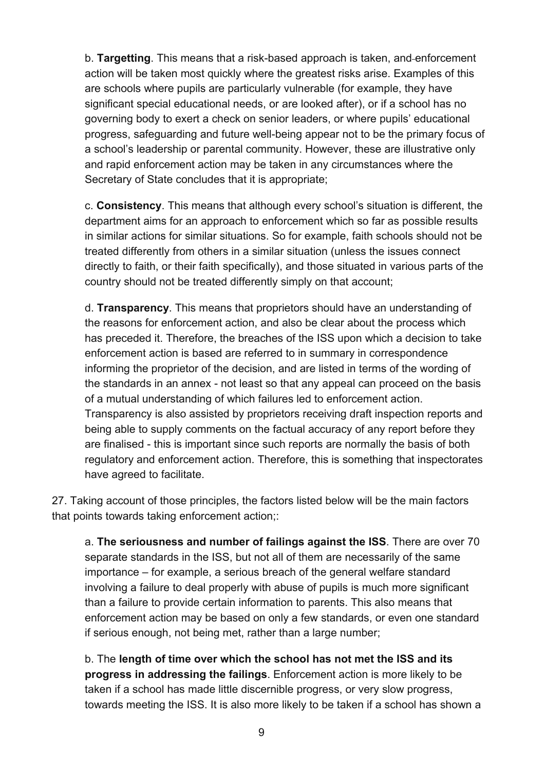b. **Targetting**. This means that a risk-based approach is taken, and enforcement action will be taken most quickly where the greatest risks arise. Examples of this are schools where pupils are particularly vulnerable (for example, they have significant special educational needs, or are looked after), or if a school has no governing body to exert a check on senior leaders, or where pupils' educational progress, safeguarding and future well-being appear not to be the primary focus of a school's leadership or parental community. However, these are illustrative only and rapid enforcement action may be taken in any circumstances where the Secretary of State concludes that it is appropriate;

c. **Consistency**. This means that although every school's situation is different, the department aims for an approach to enforcement which so far as possible results in similar actions for similar situations. So for example, faith schools should not be treated differently from others in a similar situation (unless the issues connect directly to faith, or their faith specifically), and those situated in various parts of the country should not be treated differently simply on that account;

d. **Transparency**. This means that proprietors should have an understanding of the reasons for enforcement action, and also be clear about the process which has preceded it. Therefore, the breaches of the ISS upon which a decision to take enforcement action is based are referred to in summary in correspondence informing the proprietor of the decision, and are listed in terms of the wording of the standards in an annex - not least so that any appeal can proceed on the basis of a mutual understanding of which failures led to enforcement action. Transparency is also assisted by proprietors receiving draft inspection reports and being able to supply comments on the factual accuracy of any report before they are finalised - this is important since such reports are normally the basis of both regulatory and enforcement action. Therefore, this is something that inspectorates have agreed to facilitate.

27. Taking account of those principles, the factors listed below will be the main factors that points towards taking enforcement action;:

a. **The seriousness and number of failings against the ISS**. There are over 70 separate standards in the ISS, but not all of them are necessarily of the same importance – for example, a serious breach of the general welfare standard involving a failure to deal properly with abuse of pupils is much more significant than a failure to provide certain information to parents. This also means that enforcement action may be based on only a few standards, or even one standard if serious enough, not being met, rather than a large number;

b. The **length of time over which the school has not met the ISS and its progress in addressing the failings**. Enforcement action is more likely to be taken if a school has made little discernible progress, or very slow progress, towards meeting the ISS. It is also more likely to be taken if a school has shown a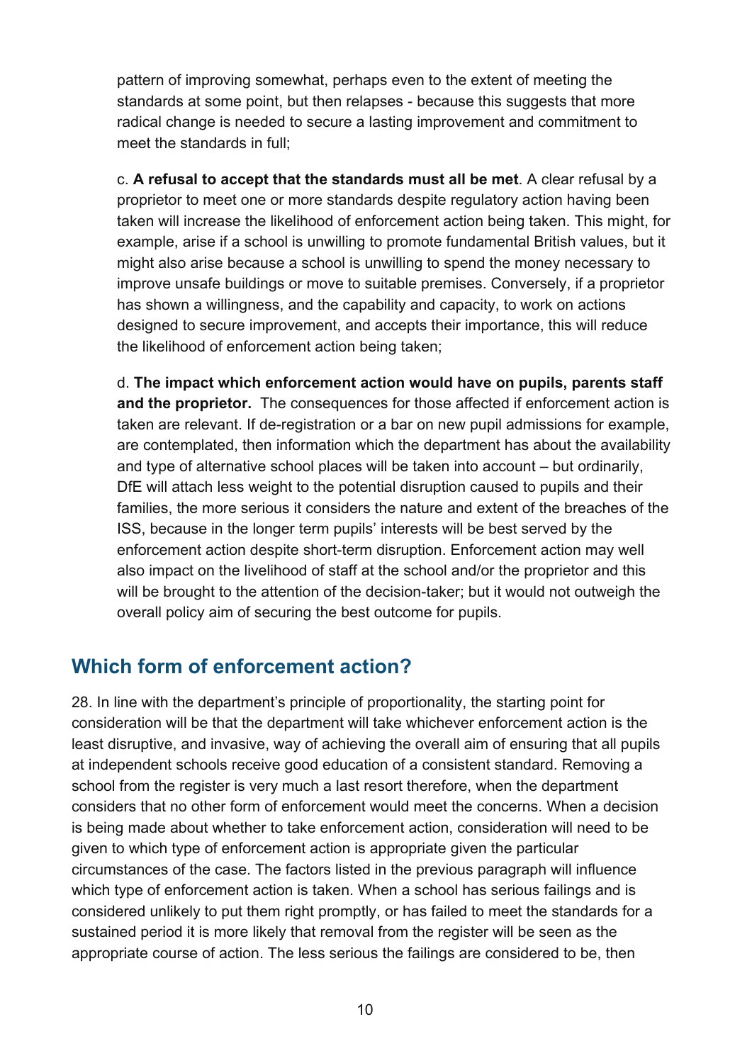pattern of improving somewhat, perhaps even to the extent of meeting the standards at some point, but then relapses - because this suggests that more radical change is needed to secure a lasting improvement and commitment to meet the standards in full;

c. **A refusal to accept that the standards must all be met**. A clear refusal by a proprietor to meet one or more standards despite regulatory action having been taken will increase the likelihood of enforcement action being taken. This might, for example, arise if a school is unwilling to promote fundamental British values, but it might also arise because a school is unwilling to spend the money necessary to improve unsafe buildings or move to suitable premises. Conversely, if a proprietor has shown a willingness, and the capability and capacity, to work on actions designed to secure improvement, and accepts their importance, this will reduce the likelihood of enforcement action being taken;

d. **The impact which enforcement action would have on pupils, parents staff and the proprietor.** The consequences for those affected if enforcement action is taken are relevant. If de-registration or a bar on new pupil admissions for example, are contemplated, then information which the department has about the availability and type of alternative school places will be taken into account – but ordinarily, DfE will attach less weight to the potential disruption caused to pupils and their families, the more serious it considers the nature and extent of the breaches of the ISS, because in the longer term pupils' interests will be best served by the enforcement action despite short-term disruption. Enforcement action may well also impact on the livelihood of staff at the school and/or the proprietor and this will be brought to the attention of the decision-taker; but it would not outweigh the overall policy aim of securing the best outcome for pupils.

## Which form of enforcement action?

28. In line with the department's principle of proportionality, the starting point for consideration will be that the department will take whichever enforcement action is the least disruptive, and invasive, way of achieving the overall aim of ensuring that all pupils at independent schools receive good education of a consistent standard. Removing a school from the register is very much a last resort therefore, when the department considers that no other form of enforcement would meet the concerns. When a decision is being made about whether to take enforcement action, consideration will need to be given to which type of enforcement action is appropriate given the particular circumstances of the case. The factors listed in the previous paragraph will influence which type of enforcement action is taken. When a school has serious failings and is considered unlikely to put them right promptly, or has failed to meet the standards for a sustained period it is more likely that removal from the register will be seen as the appropriate course of action. The less serious the failings are considered to be, then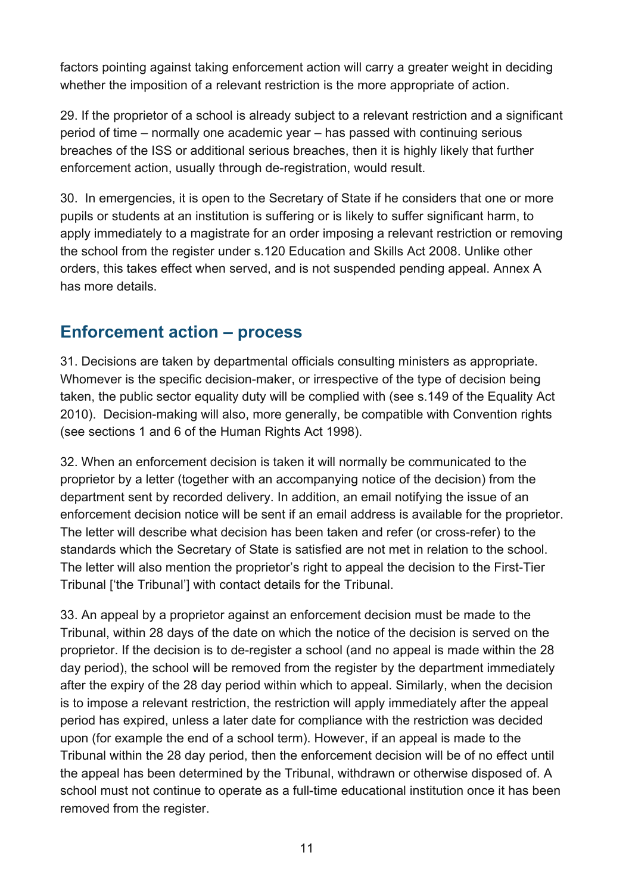factors pointing against taking enforcement action will carry a greater weight in deciding whether the imposition of a relevant restriction is the more appropriate of action.

29. If the proprietor of a school is already subject to a relevant restriction and a significant period of time – normally one academic year – has passed with continuing serious breaches of the ISS or additional serious breaches, then it is highly likely that further enforcement action, usually through de-registration, would result.

30. In emergencies, it is open to the Secretary of State if he considers that one or more pupils or students at an institution is suffering or is likely to suffer significant harm, to apply immediately to a magistrate for an order imposing a relevant restriction or removing the school from the register under s.120 Education and Skills Act 2008. Unlike other orders, this takes effect when served, and is not suspended pending appeal. Annex A has more details.

## Enforcement action – process

31. Decisions are taken by departmental officials consulting ministers as appropriate. Whomever is the specific decision-maker, or irrespective of the type of decision being taken, the public sector equality duty will be complied with (see s.149 of the Equality Act 2010). Decision-making will also, more generally, be compatible with Convention rights (see sections 1 and 6 of the Human Rights Act 1998).

32. When an enforcement decision is taken it will normally be communicated to the proprietor by a letter (together with an accompanying notice of the decision) from the department sent by recorded delivery. In addition, an email notifying the issue of an enforcement decision notice will be sent if an email address is available for the proprietor. The letter will describe what decision has been taken and refer (or cross-refer) to the standards which the Secretary of State is satisfied are not met in relation to the school. The letter will also mention the proprietor's right to appeal the decision to the First-Tier Tribunal ['the Tribunal'] with contact details for the Tribunal.

33. An appeal by a proprietor against an enforcement decision must be made to the Tribunal, within 28 days of the date on which the notice of the decision is served on the proprietor. If the decision is to de-register a school (and no appeal is made within the 28 day period), the school will be removed from the register by the department immediately after the expiry of the 28 day period within which to appeal. Similarly, when the decision is to impose a relevant restriction, the restriction will apply immediately after the appeal period has expired, unless a later date for compliance with the restriction was decided upon (for example the end of a school term). However, if an appeal is made to the Tribunal within the 28 day period, then the enforcement decision will be of no effect until the appeal has been determined by the Tribunal, withdrawn or otherwise disposed of. A school must not continue to operate as a full-time educational institution once it has been removed from the register.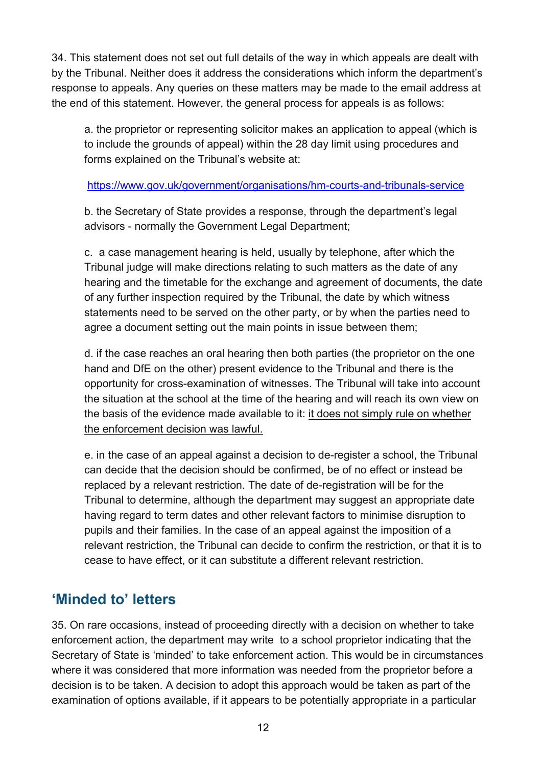34. This statement does not set out full details of the way in which appeals are dealt with by the Tribunal. Neither does it address the considerations which inform the department's response to appeals. Any queries on these matters may be made to the email address at the end of this statement. However, the general process for appeals is as follows:

a. the proprietor or representing solicitor makes an application to appeal (which is to include the grounds of appeal) within the 28 day limit using procedures and forms explained on the Tribunal's website at:

[https://www.gov.uk/government/organisations/hm-courts-and-tribunals-service](https://www.gov.uk/government/organisations/hm-courts-and-tribunals-service)

b. the Secretary of State provides a response, through the department's legal advisors - normally the Government Legal Department;

c. a case management hearing is held, usually by telephone, after which the Tribunal judge will make directions relating to such matters as the date of any hearing and the timetable for the exchange and agreement of documents, the date of any further inspection required by the Tribunal, the date by which witness statements need to be served on the other party, or by when the parties need to agree a document setting out the main points in issue between them;

d. if the case reaches an oral hearing then both parties (the proprietor on the one hand and DfE on the other) present evidence to the Tribunal and there is the opportunity for cross-examination of witnesses. The Tribunal will take into account the situation at the school at the time of the hearing and will reach its own view on the basis of the evidence made available to it: <u>it does not simply rule on whether the enforcement decision was lawful.</u>

e. in the case of an appeal against a decision to de-register a school, the Tribunal can decide that the decision should be confirmed, be of no effect or instead be replaced by a relevant restriction. The date of de-registration will be for the Tribunal to determine, although the department may suggest an appropriate date having regard to term dates and other relevant factors to minimise disruption to pupils and their families. In the case of an appeal against the imposition of a relevant restriction, the Tribunal can decide to confirm the restriction, or that it is to cease to have effect, or it can substitute a different relevant restriction.

## 'Minded to' letters

35. On rare occasions, instead of proceeding directly with a decision on whether to take enforcement action, the department may write to a school proprietor indicating that the Secretary of State is 'minded' to take enforcement action. This would be in circumstances where it was considered that more information was needed from the proprietor before a decision is to be taken. A decision to adopt this approach would be taken as part of the examination of options available, if it appears to be potentially appropriate in a particular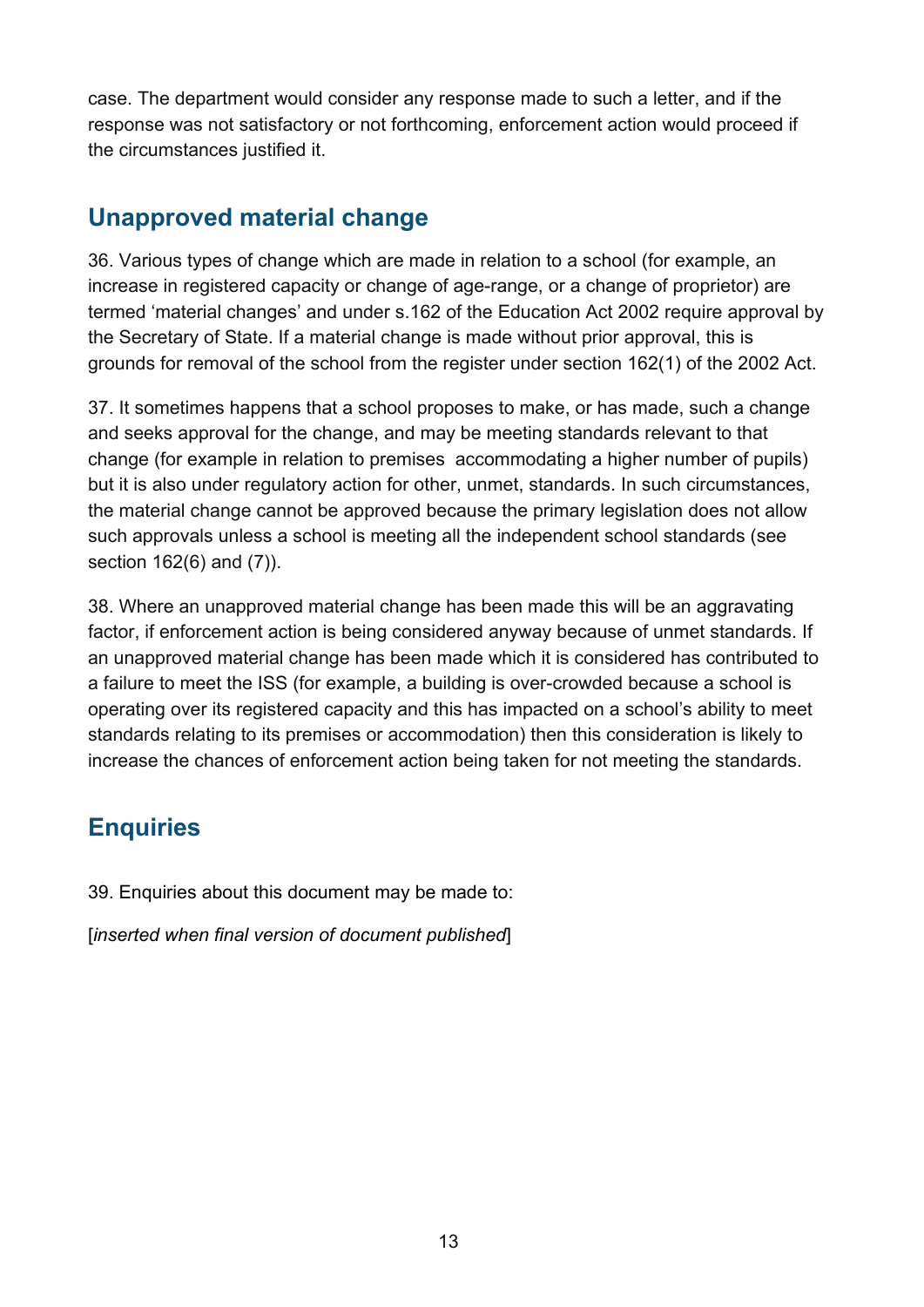case. The department would consider any response made to such a letter, and if the response was not satisfactory or not forthcoming, enforcement action would proceed if the circumstances justified it.

## Unapproved material change

36. Various types of change which are made in relation to a school (for example, an increase in registered capacity or change of age-range, or a change of proprietor) are termed 'material changes' and under s.162 of the Education Act 2002 require approval by the Secretary of State. If a material change is made without prior approval, this is grounds for removal of the school from the register under section 162(1) of the 2002 Act.

37. It sometimes happens that a school proposes to make, or has made, such a change and seeks approval for the change, and may be meeting standards relevant to that change (for example in relation to premises accommodating a higher number of pupils) but it is also under regulatory action for other, unmet, standards. In such circumstances, the material change cannot be approved because the primary legislation does not allow such approvals unless a school is meeting all the independent school standards (see section 162(6) and (7)).

38. Where an unapproved material change has been made this will be an aggravating factor, if enforcement action is being considered anyway because of unmet standards. If an unapproved material change has been made which it is considered has contributed to a failure to meet the ISS (for example, a building is over-crowded because a school is operating over its registered capacity and this has impacted on a school's ability to meet standards relating to its premises or accommodation) then this consideration is likely to increase the chances of enforcement action being taken for not meeting the standards.

## Enquiries

39. Enquiries about this document may be made to:

[*inserted when final version of document published*]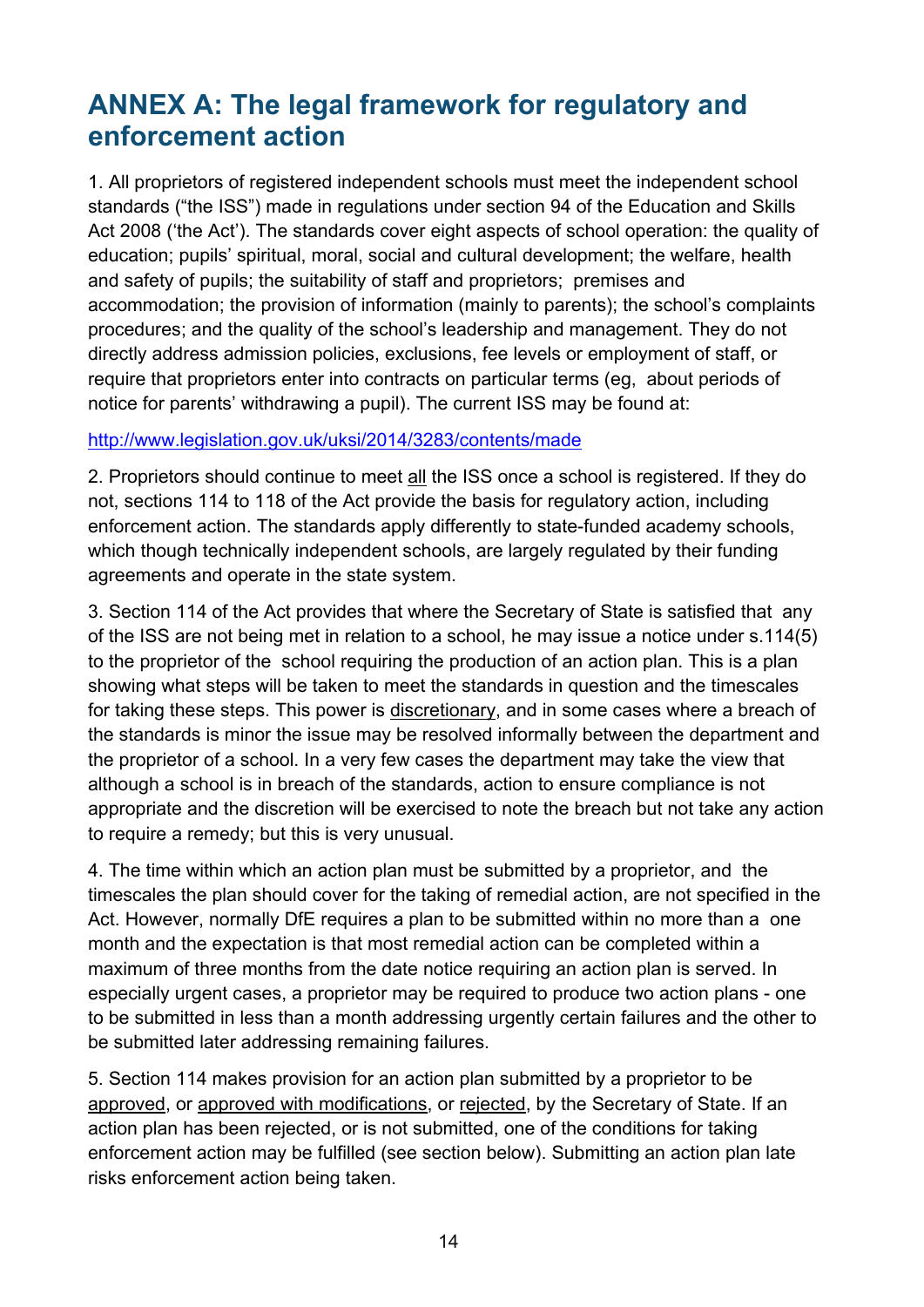## ANNEX A: The legal framework for regulatory and enforcement action

1. All proprietors of registered independent schools must meet the independent school standards ("the ISS") made in regulations under section 94 of the Education and Skills Act 2008 ('the Act'). The standards cover eight aspects of school operation: the quality of education; pupils' spiritual, moral, social and cultural development; the welfare, health and safety of pupils; the suitability of staff and proprietors; premises and accommodation; the provision of information (mainly to parents); the school's complaints procedures; and the quality of the school's leadership and management. They do not directly address admission policies, exclusions, fee levels or employment of staff, or require that proprietors enter into contracts on particular terms (eg, about periods of notice for parents' withdrawing a pupil). The current ISS may be found at:

http://www.legislation.gov.uk/uksi/2014/3283/contents/made

2. Proprietors should continue to meet all the ISS once a school is registered. If they do not, sections 114 to 118 of the Act provide the basis for regulatory action, including enforcement action. The standards apply differently to state-funded academy schools, which though technically independent schools, are largely regulated by their funding agreements and operate in the state system.

3. Section 114 of the Act provides that where the Secretary of State is satisfied that any of the ISS are not being met in relation to a school, he may issue a notice under s.114(5) to the proprietor of the school requiring the production of an action plan. This is a plan showing what steps will be taken to meet the standards in question and the timescales for taking these steps. This power is discretionary, and in some cases where a breach of the standards is minor the issue may be resolved informally between the department and the proprietor of a school. In a very few cases the department may take the view that although a school is in breach of the standards, action to ensure compliance is not appropriate and the discretion will be exercised to note the breach but not take any action to require a remedy; but this is very unusual.

4. The time within which an action plan must be submitted by a proprietor, and the timescales the plan should cover for the taking of remedial action, are not specified in the Act. However, normally DfE requires a plan to be submitted within no more than a one month and the expectation is that most remedial action can be completed within a maximum of three months from the date notice requiring an action plan is served. In especially urgent cases, a proprietor may be required to produce two action plans - one to be submitted in less than a month addressing urgently certain failures and the other to be submitted later addressing remaining failures.

5. Section 114 makes provision for an action plan submitted by a proprietor to be approved, or approved with modifications, or rejected, by the Secretary of State. If an action plan has been rejected, or is not submitted, one of the conditions for taking enforcement action may be fulfilled (see section below). Submitting an action plan late risks enforcement action being taken.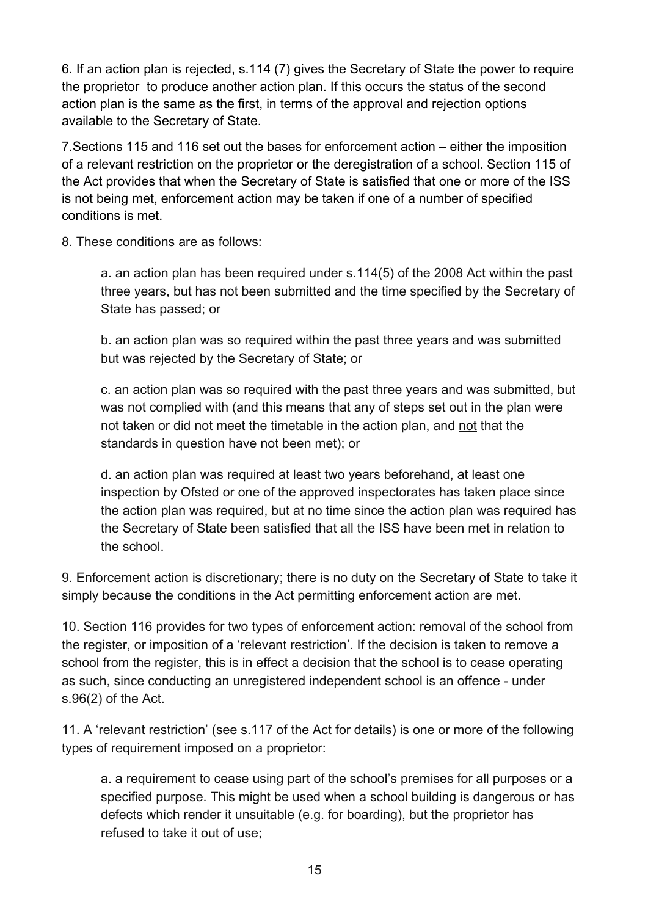6. If an action plan is rejected, s.114 (7) gives the Secretary of State the power to require the proprietor to produce another action plan. If this occurs the status of the second action plan is the same as the first, in terms of the approval and rejection options available to the Secretary of State.

7.Sections 115 and 116 set out the bases for enforcement action – either the imposition of a relevant restriction on the proprietor or the deregistration of a school. Section 115 of the Act provides that when the Secretary of State is satisfied that one or more of the ISS is not being met, enforcement action may be taken if one of a number of specified conditions is met.

8. These conditions are as follows:

> a. an action plan has been required under s.114(5) of the 2008 Act within the past three years, but has not been submitted and the time specified by the Secretary of State has passed; or
>
> b. an action plan was so required within the past three years and was submitted but was rejected by the Secretary of State; or
>
> c. an action plan was so required with the past three years and was submitted, but was not complied with (and this means that any of steps set out in the plan were not taken or did not meet the timetable in the action plan, and <u>not</u> that the standards in question have not been met); or
>
> d. an action plan was required at least two years beforehand, at least one inspection by Ofsted or one of the approved inspectorates has taken place since the action plan was required, but at no time since the action plan was required has the Secretary of State been satisfied that all the ISS have been met in relation to the school.

9. Enforcement action is discretionary; there is no duty on the Secretary of State to take it simply because the conditions in the Act permitting enforcement action are met.

10. Section 116 provides for two types of enforcement action: removal of the school from the register, or imposition of a 'relevant restriction'. If the decision is taken to remove a school from the register, this is in effect a decision that the school is to cease operating as such, since conducting an unregistered independent school is an offence - under s.96(2) of the Act.

11. A 'relevant restriction' (see s.117 of the Act for details) is one or more of the following types of requirement imposed on a proprietor:

> a. a requirement to cease using part of the school's premises for all purposes or a specified purpose. This might be used when a school building is dangerous or has defects which render it unsuitable (e.g. for boarding), but the proprietor has refused to take it out of use;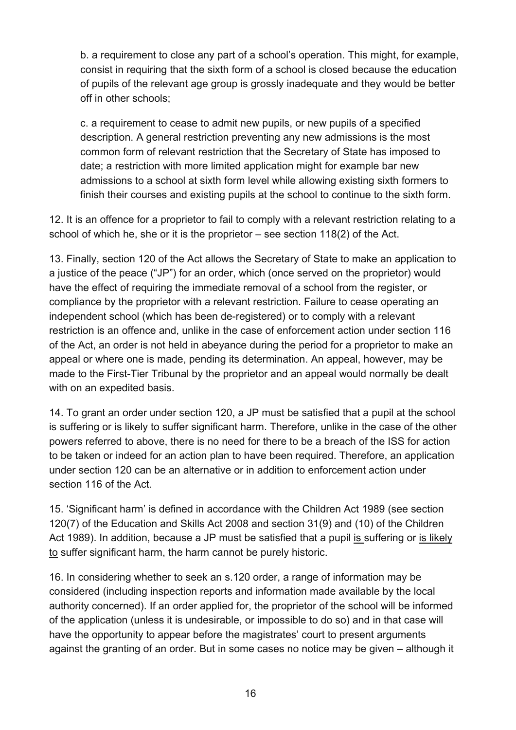b. a requirement to close any part of a school's operation. This might, for example, consist in requiring that the sixth form of a school is closed because the education of pupils of the relevant age group is grossly inadequate and they would be better off in other schools;

c. a requirement to cease to admit new pupils, or new pupils of a specified description. A general restriction preventing any new admissions is the most common form of relevant restriction that the Secretary of State has imposed to date; a restriction with more limited application might for example bar new admissions to a school at sixth form level while allowing existing sixth formers to finish their courses and existing pupils at the school to continue to the sixth form.

12. It is an offence for a proprietor to fail to comply with a relevant restriction relating to a school of which he, she or it is the proprietor – see section 118(2) of the Act.

13. Finally, section 120 of the Act allows the Secretary of State to make an application to a justice of the peace ("JP") for an order, which (once served on the proprietor) would have the effect of requiring the immediate removal of a school from the register, or compliance by the proprietor with a relevant restriction. Failure to cease operating an independent school (which has been de-registered) or to comply with a relevant restriction is an offence and, unlike in the case of enforcement action under section 116 of the Act, an order is not held in abeyance during the period for a proprietor to make an appeal or where one is made, pending its determination. An appeal, however, may be made to the First-Tier Tribunal by the proprietor and an appeal would normally be dealt with on an expedited basis.

14. To grant an order under section 120, a JP must be satisfied that a pupil at the school is suffering or is likely to suffer significant harm. Therefore, unlike in the case of the other powers referred to above, there is no need for there to be a breach of the ISS for action to be taken or indeed for an action plan to have been required. Therefore, an application under section 120 can be an alternative or in addition to enforcement action under section 116 of the Act.

15. 'Significant harm' is defined in accordance with the Children Act 1989 (see section 120(7) of the Education and Skills Act 2008 and section 31(9) and (10) of the Children Act 1989). In addition, because a JP must be satisfied that a pupil <u>is</u> suffering or <u>is likely to</u> suffer significant harm, the harm cannot be purely historic.

16. In considering whether to seek an s.120 order, a range of information may be considered (including inspection reports and information made available by the local authority concerned). If an order applied for, the proprietor of the school will be informed of the application (unless it is undesirable, or impossible to do so) and in that case will have the opportunity to appear before the magistrates' court to present arguments against the granting of an order. But in some cases no notice may be given – although it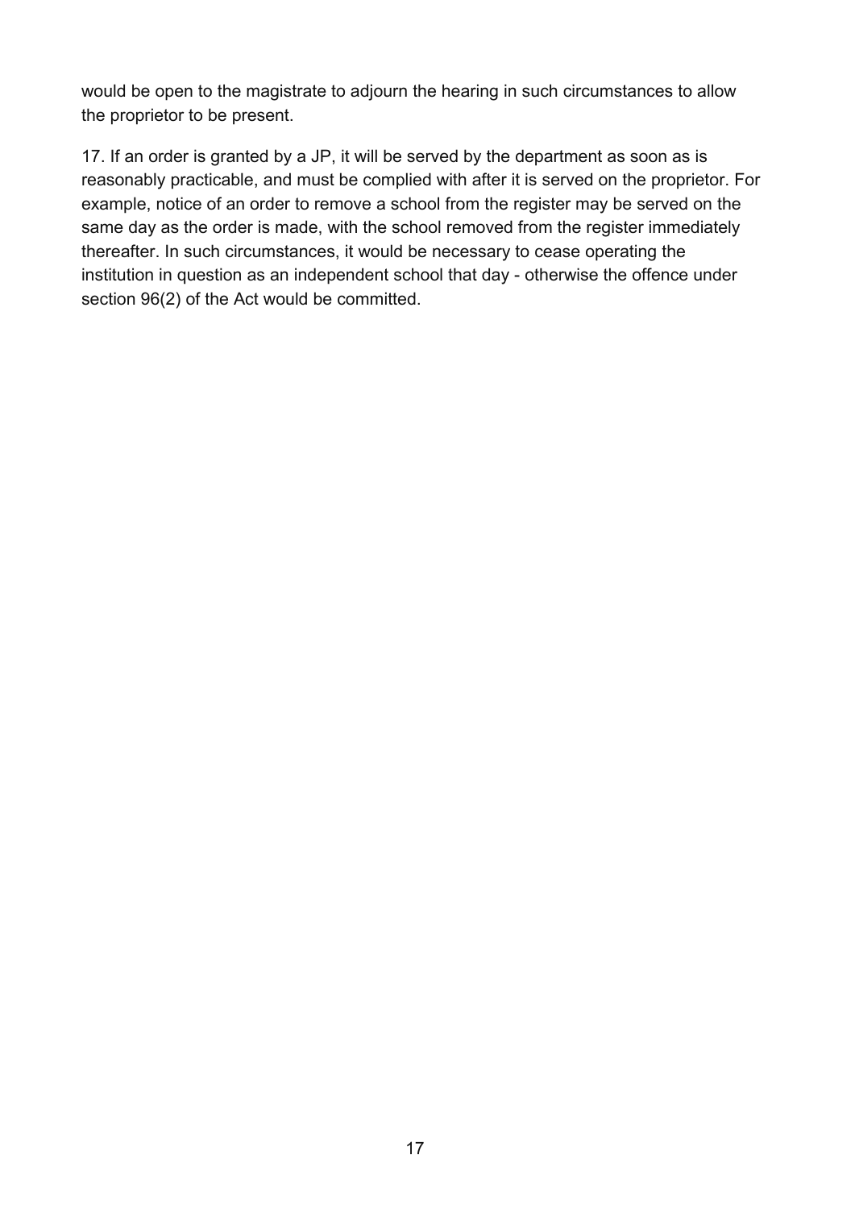would be open to the magistrate to adjourn the hearing in such circumstances to allow the proprietor to be present.

17. If an order is granted by a JP, it will be served by the department as soon as is reasonably practicable, and must be complied with after it is served on the proprietor. For example, notice of an order to remove a school from the register may be served on the same day as the order is made, with the school removed from the register immediately thereafter. In such circumstances, it would be necessary to cease operating the institution in question as an independent school that day - otherwise the offence under section 96(2) of the Act would be committed.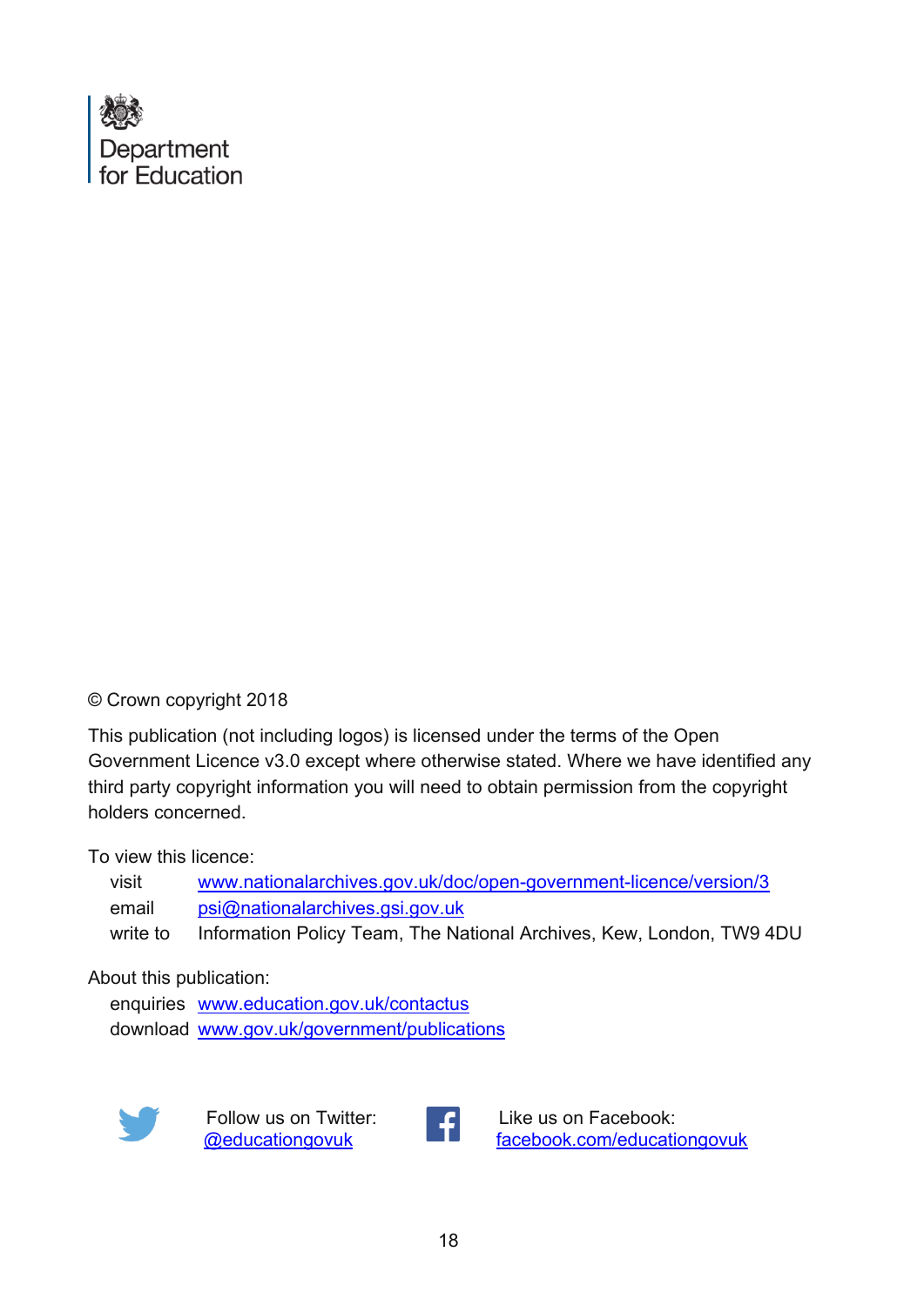Department for Education

© Crown copyright 2018

This publication (not including logos) is licensed under the terms of the Open Government Licence v3.0 except where otherwise stated. Where we have identified any third party copyright information you will need to obtain permission from the copyright holders concerned.

To view this licence:

visit www.nationalarchives.gov.uk/doc/open-government-licence/version/3
email psi@nationalarchives.gsi.gov.uk
write to Information Policy Team, The National Archives, Kew, London, TW9 4DU

About this publication:

enquiries www.education.gov.uk/contactus
download www.gov.uk/government/publications

Follow us on Twitter: @educationgovuk

Like us on Facebook: facebook.com/educationgovuk